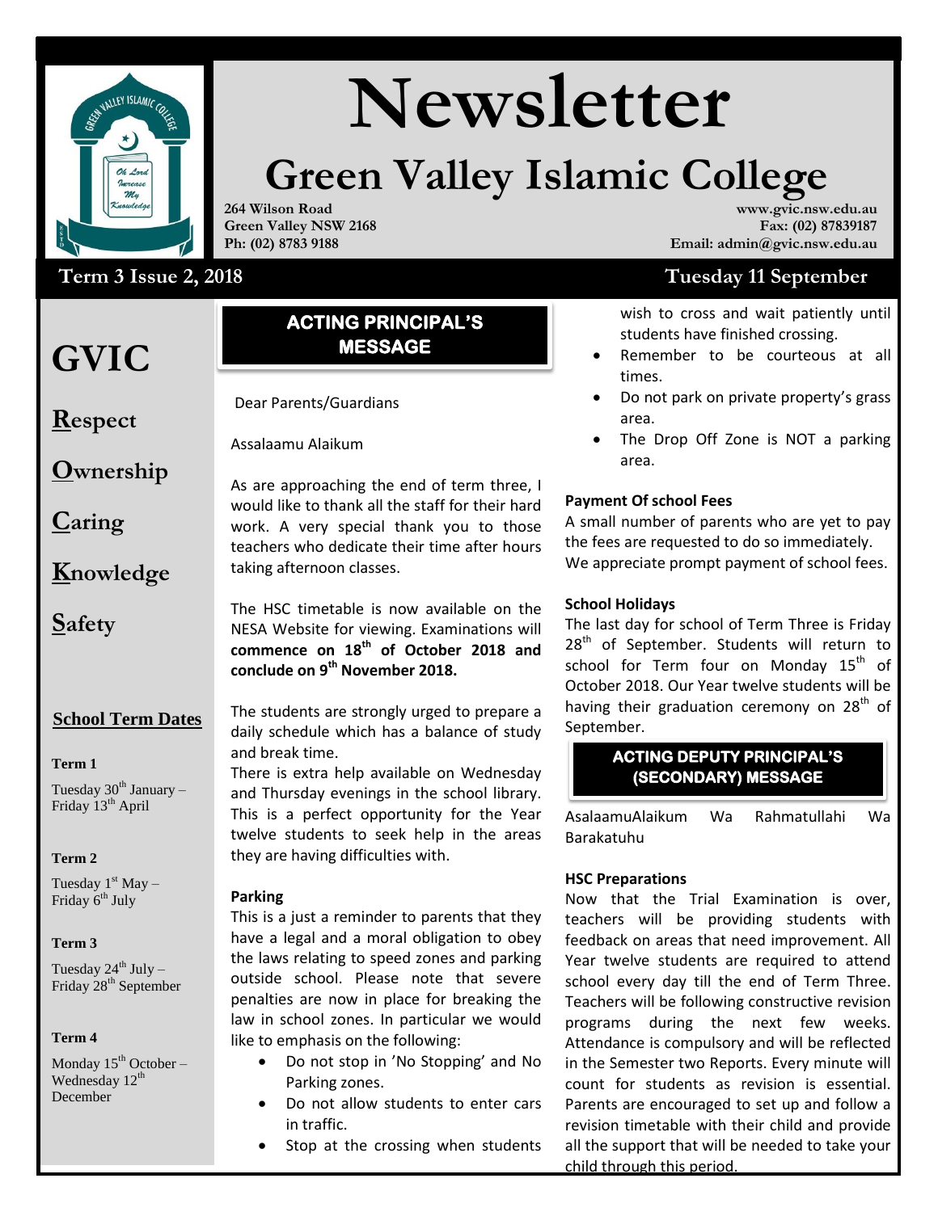# Newsletter

## Green Valley Islamic College

**264 Wilson Road**
**Green Valley NSW 2168**
**Ph: (02) 8783 9188**

**www.gvic.nsw.edu.au**
**Fax: (02) 87839187**
**Email: admin@gvic.nsw.edu.au**

**Term 3 Issue 2, 2018** **Tuesday 11 September**

# GVIC

**R**espect

**O**wnership

**C**aring

**K**nowledge

**S**afety

### School Term Dates

**Term 1**

Tuesday 30th January – Friday 13th April

**Term 2**

Tuesday 1st May – Friday 6th July

**Term 3**

Tuesday 24th July – Friday 28th September

**Term 4**

Monday 15th October – Wednesday 12th December

## ACTING PRINCIPAL'S MESSAGE

Dear Parents/Guardians

Assalaamu Alaikum

As are approaching the end of term three, I would like to thank all the staff for their hard work. A very special thank you to those teachers who dedicate their time after hours taking afternoon classes.

The HSC timetable is now available on the NESA Website for viewing. Examinations will **commence on 18th of October 2018 and conclude on 9th November 2018.**

The students are strongly urged to prepare a daily schedule which has a balance of study and break time.

There is extra help available on Wednesday and Thursday evenings in the school library. This is a perfect opportunity for the Year twelve students to seek help in the areas they are having difficulties with.

**Parking**

This is a just a reminder to parents that they have a legal and a moral obligation to obey the laws relating to speed zones and parking outside school. Please note that severe penalties are now in place for breaking the law in school zones. In particular we would like to emphasis on the following:

- Do not stop in 'No Stopping' and No Parking zones.
- Do not allow students to enter cars in traffic.
- Stop at the crossing when students wish to cross and wait patiently until students have finished crossing.
- Remember to be courteous at all times.
- Do not park on private property's grass area.
- The Drop Off Zone is NOT a parking area.

**Payment Of school Fees**

A small number of parents who are yet to pay the fees are requested to do so immediately. We appreciate prompt payment of school fees.

**School Holidays**

The last day for school of Term Three is Friday 28th of September. Students will return to school for Term four on Monday 15th of October 2018. Our Year twelve students will be having their graduation ceremony on 28th of September.

## ACTING DEPUTY PRINCIPAL'S (SECONDARY) MESSAGE

AsalaamuAlaikum Wa Rahmatullahi Wa Barakatuhu

**HSC Preparations**

Now that the Trial Examination is over, teachers will be providing students with feedback on areas that need improvement. All Year twelve students are required to attend school every day till the end of Term Three. Teachers will be following constructive revision programs during the next few weeks. Attendance is compulsory and will be reflected in the Semester two Reports. Every minute will count for students as revision is essential. Parents are encouraged to set up and follow a revision timetable with their child and provide all the support that will be needed to take your child through this period.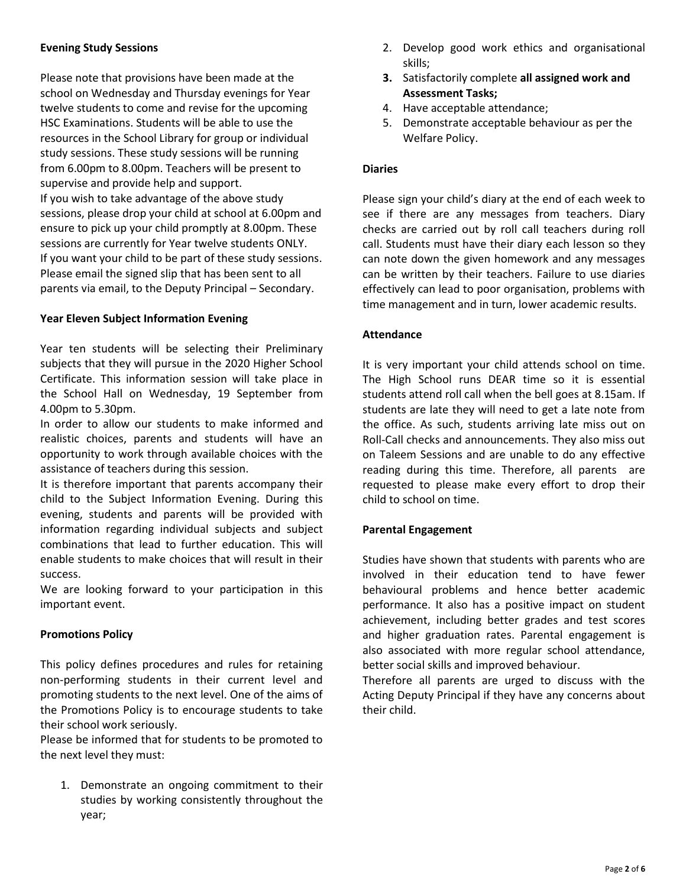**Evening Study Sessions**

Please note that provisions have been made at the school on Wednesday and Thursday evenings for Year twelve students to come and revise for the upcoming HSC Examinations. Students will be able to use the resources in the School Library for group or individual study sessions. These study sessions will be running from 6.00pm to 8.00pm. Teachers will be present to supervise and provide help and support.
If you wish to take advantage of the above study sessions, please drop your child at school at 6.00pm and ensure to pick up your child promptly at 8.00pm. These sessions are currently for Year twelve students ONLY.
If you want your child to be part of these study sessions. Please email the signed slip that has been sent to all parents via email, to the Deputy Principal – Secondary.

**Year Eleven Subject Information Evening**

Year ten students will be selecting their Preliminary subjects that they will pursue in the 2020 Higher School Certificate. This information session will take place in the School Hall on Wednesday, 19 September from 4.00pm to 5.30pm.
In order to allow our students to make informed and realistic choices, parents and students will have an opportunity to work through available choices with the assistance of teachers during this session.
It is therefore important that parents accompany their child to the Subject Information Evening. During this evening, students and parents will be provided with information regarding individual subjects and subject combinations that lead to further education. This will enable students to make choices that will result in their success.
We are looking forward to your participation in this important event.

**Promotions Policy**

This policy defines procedures and rules for retaining non-performing students in their current level and promoting students to the next level. One of the aims of the Promotions Policy is to encourage students to take their school work seriously.
Please be informed that for students to be promoted to the next level they must:

1. Demonstrate an ongoing commitment to their studies by working consistently throughout the year;
2. Develop good work ethics and organisational skills;
3. Satisfactorily complete **all assigned work and Assessment Tasks;**
4. Have acceptable attendance;
5. Demonstrate acceptable behaviour as per the Welfare Policy.

**Diaries**

Please sign your child's diary at the end of each week to see if there are any messages from teachers. Diary checks are carried out by roll call teachers during roll call. Students must have their diary each lesson so they can note down the given homework and any messages can be written by their teachers. Failure to use diaries effectively can lead to poor organisation, problems with time management and in turn, lower academic results.

**Attendance**

It is very important your child attends school on time. The High School runs DEAR time so it is essential students attend roll call when the bell goes at 8.15am. If students are late they will need to get a late note from the office. As such, students arriving late miss out on Roll-Call checks and announcements. They also miss out on Taleem Sessions and are unable to do any effective reading during this time. Therefore, all parents are requested to please make every effort to drop their child to school on time.

**Parental Engagement**

Studies have shown that students with parents who are involved in their education tend to have fewer behavioural problems and hence better academic performance. It also has a positive impact on student achievement, including better grades and test scores and higher graduation rates. Parental engagement is also associated with more regular school attendance, better social skills and improved behaviour.
Therefore all parents are urged to discuss with the Acting Deputy Principal if they have any concerns about their child.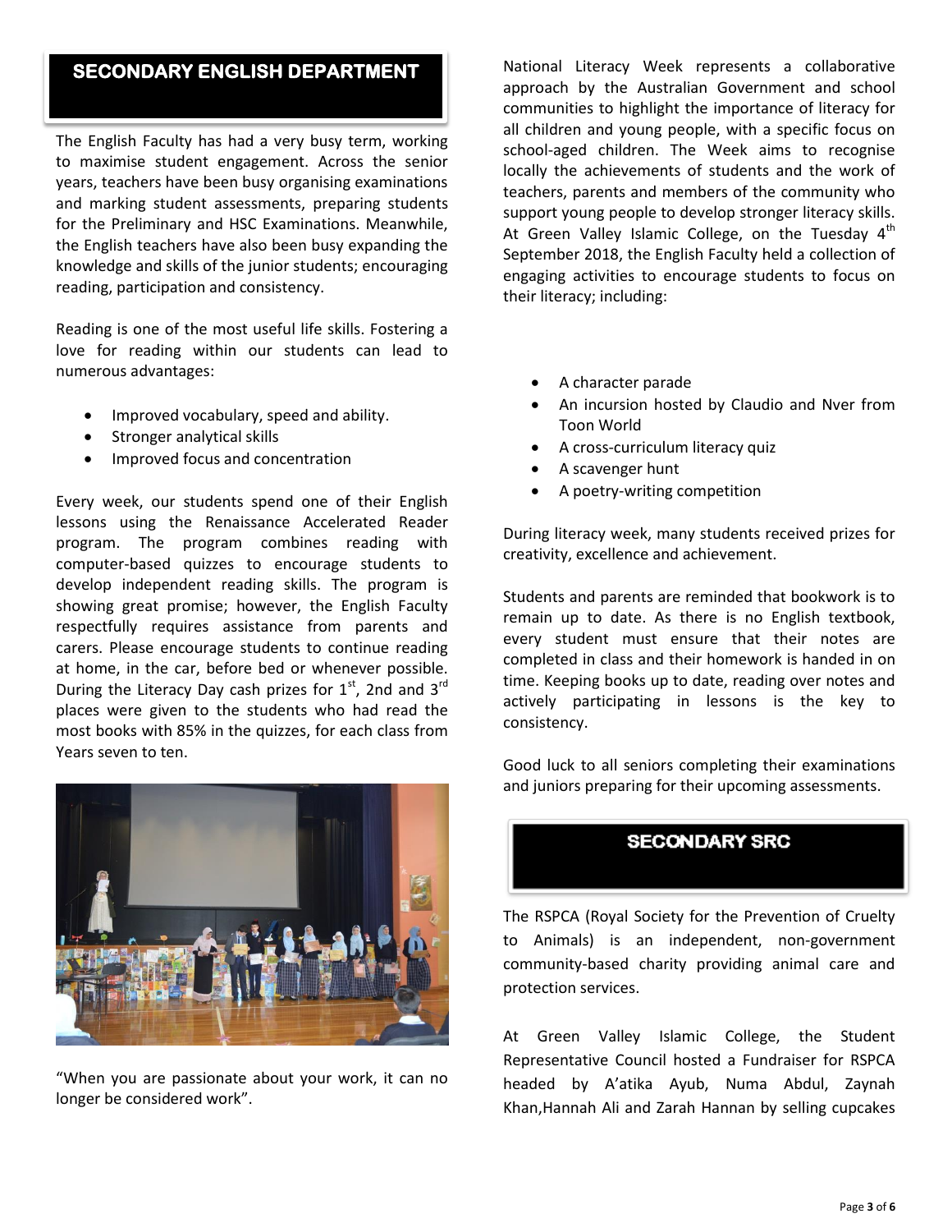## SECONDARY ENGLISH DEPARTMENT

The English Faculty has had a very busy term, working to maximise student engagement. Across the senior years, teachers have been busy organising examinations and marking student assessments, preparing students for the Preliminary and HSC Examinations. Meanwhile, the English teachers have also been busy expanding the knowledge and skills of the junior students; encouraging reading, participation and consistency.

Reading is one of the most useful life skills. Fostering a love for reading within our students can lead to numerous advantages:

- Improved vocabulary, speed and ability.
- Stronger analytical skills
- Improved focus and concentration

Every week, our students spend one of their English lessons using the Renaissance Accelerated Reader program. The program combines reading with computer-based quizzes to encourage students to develop independent reading skills. The program is showing great promise; however, the English Faculty respectfully requires assistance from parents and carers. Please encourage students to continue reading at home, in the car, before bed or whenever possible. During the Literacy Day cash prizes for 1st, 2nd and 3rd places were given to the students who had read the most books with 85% in the quizzes, for each class from Years seven to ten.

"When you are passionate about your work, it can no longer be considered work".

National Literacy Week represents a collaborative approach by the Australian Government and school communities to highlight the importance of literacy for all children and young people, with a specific focus on school-aged children. The Week aims to recognise locally the achievements of students and the work of teachers, parents and members of the community who support young people to develop stronger literacy skills. At Green Valley Islamic College, on the Tuesday 4th September 2018, the English Faculty held a collection of engaging activities to encourage students to focus on their literacy; including:

- A character parade
- An incursion hosted by Claudio and Nver from Toon World
- A cross-curriculum literacy quiz
- A scavenger hunt
- A poetry-writing competition

During literacy week, many students received prizes for creativity, excellence and achievement.

Students and parents are reminded that bookwork is to remain up to date. As there is no English textbook, every student must ensure that their notes are completed in class and their homework is handed in on time. Keeping books up to date, reading over notes and actively participating in lessons is the key to consistency.

Good luck to all seniors completing their examinations and juniors preparing for their upcoming assessments.

## SECONDARY SRC

The RSPCA (Royal Society for the Prevention of Cruelty to Animals) is an independent, non-government community-based charity providing animal care and protection services.

At Green Valley Islamic College, the Student Representative Council hosted a Fundraiser for RSPCA headed by A'atika Ayub, Numa Abdul, Zaynah Khan,Hannah Ali and Zarah Hannan by selling cupcakes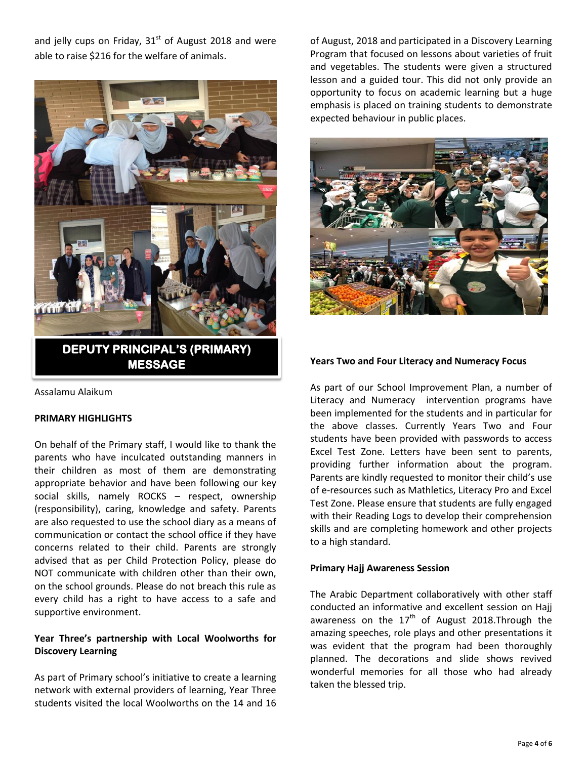and jelly cups on Friday, 31st of August 2018 and were able to raise $216 for the welfare of animals.

## DEPUTY PRINCIPAL'S (PRIMARY) MESSAGE

Assalamu Alaikum

**PRIMARY HIGHLIGHTS**

On behalf of the Primary staff, I would like to thank the parents who have inculcated outstanding manners in their children as most of them are demonstrating appropriate behavior and have been following our key social skills, namely ROCKS – respect, ownership (responsibility), caring, knowledge and safety. Parents are also requested to use the school diary as a means of communication or contact the school office if they have concerns related to their child. Parents are strongly advised that as per Child Protection Policy, please do NOT communicate with children other than their own, on the school grounds. Please do not breach this rule as every child has a right to have access to a safe and supportive environment.

**Year Three's partnership with Local Woolworths for Discovery Learning**

As part of Primary school's initiative to create a learning network with external providers of learning, Year Three students visited the local Woolworths on the 14 and 16 of August, 2018 and participated in a Discovery Learning Program that focused on lessons about varieties of fruit and vegetables. The students were given a structured lesson and a guided tour. This did not only provide an opportunity to focus on academic learning but a huge emphasis is placed on training students to demonstrate expected behaviour in public places.

**Years Two and Four Literacy and Numeracy Focus**

As part of our School Improvement Plan, a number of Literacy and Numeracy intervention programs have been implemented for the students and in particular for the above classes. Currently Years Two and Four students have been provided with passwords to access Excel Test Zone. Letters have been sent to parents, providing further information about the program. Parents are kindly requested to monitor their child's use of e-resources such as Mathletics, Literacy Pro and Excel Test Zone. Please ensure that students are fully engaged with their Reading Logs to develop their comprehension skills and are completing homework and other projects to a high standard.

**Primary Hajj Awareness Session**

The Arabic Department collaboratively with other staff conducted an informative and excellent session on Hajj awareness on the 17th of August 2018.Through the amazing speeches, role plays and other presentations it was evident that the program had been thoroughly planned. The decorations and slide shows revived wonderful memories for all those who had already taken the blessed trip.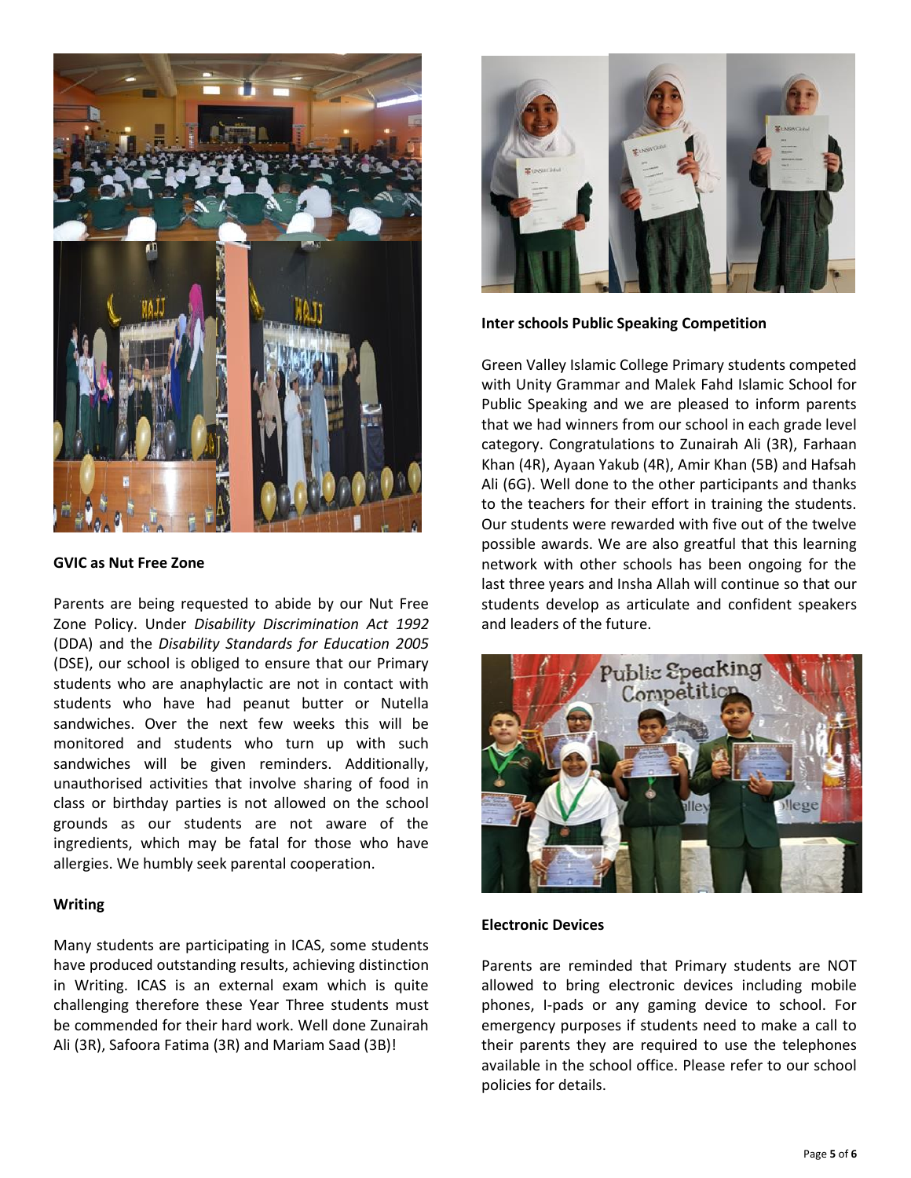**GVIC as Nut Free Zone**

Parents are being requested to abide by our Nut Free Zone Policy. Under *Disability Discrimination Act 1992* (DDA) and the *Disability Standards for Education 2005* (DSE), our school is obliged to ensure that our Primary students who are anaphylactic are not in contact with students who have had peanut butter or Nutella sandwiches. Over the next few weeks this will be monitored and students who turn up with such sandwiches will be given reminders. Additionally, unauthorised activities that involve sharing of food in class or birthday parties is not allowed on the school grounds as our students are not aware of the ingredients, which may be fatal for those who have allergies. We humbly seek parental cooperation.

**Writing**

Many students are participating in ICAS, some students have produced outstanding results, achieving distinction in Writing. ICAS is an external exam which is quite challenging therefore these Year Three students must be commended for their hard work. Well done Zunairah Ali (3R), Safoora Fatima (3R) and Mariam Saad (3B)!

**Inter schools Public Speaking Competition**

Green Valley Islamic College Primary students competed with Unity Grammar and Malek Fahd Islamic School for Public Speaking and we are pleased to inform parents that we had winners from our school in each grade level category. Congratulations to Zunairah Ali (3R), Farhaan Khan (4R), Ayaan Yakub (4R), Amir Khan (5B) and Hafsah Ali (6G). Well done to the other participants and thanks to the teachers for their effort in training the students. Our students were rewarded with five out of the twelve possible awards. We are also greatful that this learning network with other schools has been ongoing for the last three years and Insha Allah will continue so that our students develop as articulate and confident speakers and leaders of the future.

**Electronic Devices**

Parents are reminded that Primary students are NOT allowed to bring electronic devices including mobile phones, I-pads or any gaming device to school. For emergency purposes if students need to make a call to their parents they are required to use the telephones available in the school office. Please refer to our school policies for details.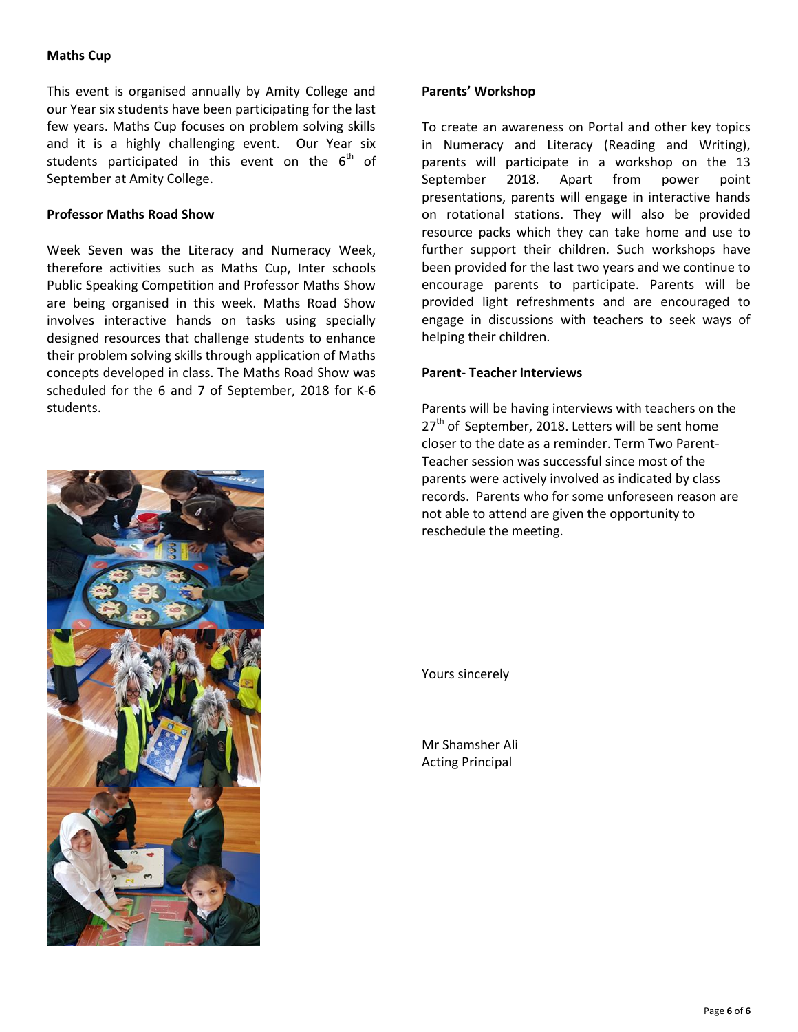**Maths Cup**

This event is organised annually by Amity College and our Year six students have been participating for the last few years. Maths Cup focuses on problem solving skills and it is a highly challenging event. Our Year six students participated in this event on the 6th of September at Amity College.

**Professor Maths Road Show**

Week Seven was the Literacy and Numeracy Week, therefore activities such as Maths Cup, Inter schools Public Speaking Competition and Professor Maths Show are being organised in this week. Maths Road Show involves interactive hands on tasks using specially designed resources that challenge students to enhance their problem solving skills through application of Maths concepts developed in class. The Maths Road Show was scheduled for the 6 and 7 of September, 2018 for K-6 students.

**Parents' Workshop**

To create an awareness on Portal and other key topics in Numeracy and Literacy (Reading and Writing), parents will participate in a workshop on the 13 September 2018. Apart from power point presentations, parents will engage in interactive hands on rotational stations. They will also be provided resource packs which they can take home and use to further support their children. Such workshops have been provided for the last two years and we continue to encourage parents to participate. Parents will be provided light refreshments and are encouraged to engage in discussions with teachers to seek ways of helping their children.

**Parent- Teacher Interviews**

Parents will be having interviews with teachers on the 27th of September, 2018. Letters will be sent home closer to the date as a reminder. Term Two Parent-Teacher session was successful since most of the parents were actively involved as indicated by class records. Parents who for some unforeseen reason are not able to attend are given the opportunity to reschedule the meeting.

Yours sincerely

Mr Shamsher Ali
Acting Principal